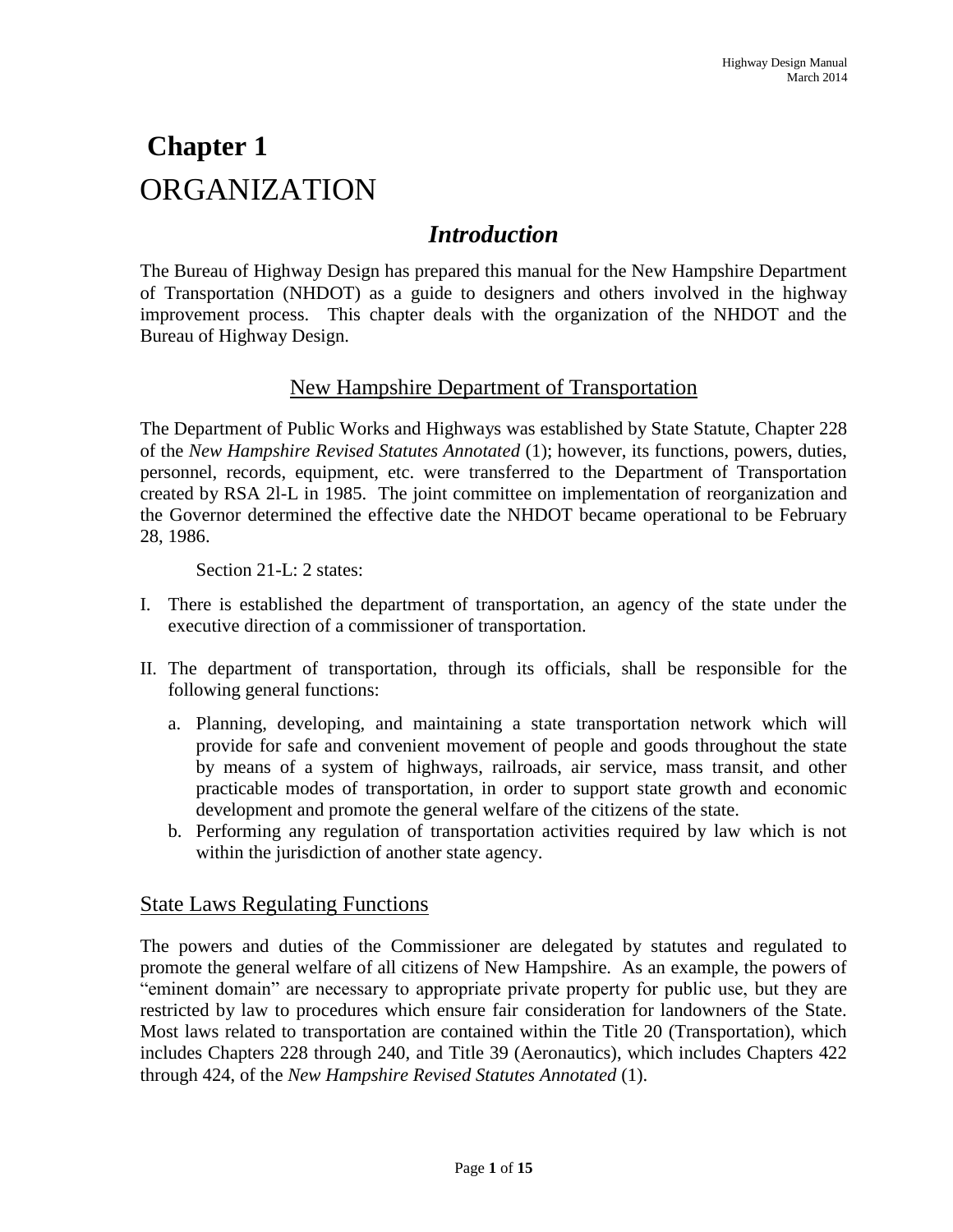# Chapter 1
# ORGANIZATION

## *Introduction*

The Bureau of Highway Design has prepared this manual for the New Hampshire Department of Transportation (NHDOT) as a guide to designers and others involved in the highway improvement process. This chapter deals with the organization of the NHDOT and the Bureau of Highway Design.

### New Hampshire Department of Transportation

The Department of Public Works and Highways was established by State Statute, Chapter 228 of the *New Hampshire Revised Statutes Annotated* (1); however, its functions, powers, duties, personnel, records, equipment, etc. were transferred to the Department of Transportation created by RSA 2l-L in 1985. The joint committee on implementation of reorganization and the Governor determined the effective date the NHDOT became operational to be February 28, 1986.

Section 21-L: 2 states:

I. There is established the department of transportation, an agency of the state under the executive direction of a commissioner of transportation.

II. The department of transportation, through its officials, shall be responsible for the following general functions:

   a. Planning, developing, and maintaining a state transportation network which will provide for safe and convenient movement of people and goods throughout the state by means of a system of highways, railroads, air service, mass transit, and other practicable modes of transportation, in order to support state growth and economic development and promote the general welfare of the citizens of the state.
   b. Performing any regulation of transportation activities required by law which is not within the jurisdiction of another state agency.

### State Laws Regulating Functions

The powers and duties of the Commissioner are delegated by statutes and regulated to promote the general welfare of all citizens of New Hampshire. As an example, the powers of "eminent domain" are necessary to appropriate private property for public use, but they are restricted by law to procedures which ensure fair consideration for landowners of the State. Most laws related to transportation are contained within the Title 20 (Transportation), which includes Chapters 228 through 240, and Title 39 (Aeronautics), which includes Chapters 422 through 424, of the *New Hampshire Revised Statutes Annotated* (1).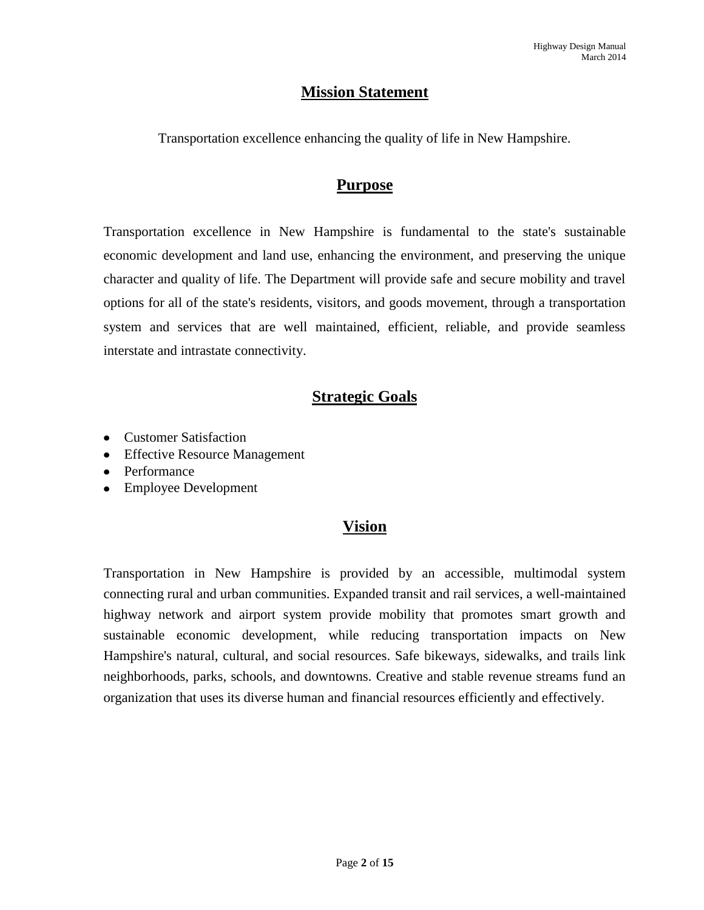## Mission Statement

Transportation excellence enhancing the quality of life in New Hampshire.

## Purpose

Transportation excellence in New Hampshire is fundamental to the state's sustainable economic development and land use, enhancing the environment, and preserving the unique character and quality of life. The Department will provide safe and secure mobility and travel options for all of the state's residents, visitors, and goods movement, through a transportation system and services that are well maintained, efficient, reliable, and provide seamless interstate and intrastate connectivity.

## Strategic Goals

- Customer Satisfaction
- Effective Resource Management
- Performance
- Employee Development

## Vision

Transportation in New Hampshire is provided by an accessible, multimodal system connecting rural and urban communities. Expanded transit and rail services, a well-maintained highway network and airport system provide mobility that promotes smart growth and sustainable economic development, while reducing transportation impacts on New Hampshire's natural, cultural, and social resources. Safe bikeways, sidewalks, and trails link neighborhoods, parks, schools, and downtowns. Creative and stable revenue streams fund an organization that uses its diverse human and financial resources efficiently and effectively.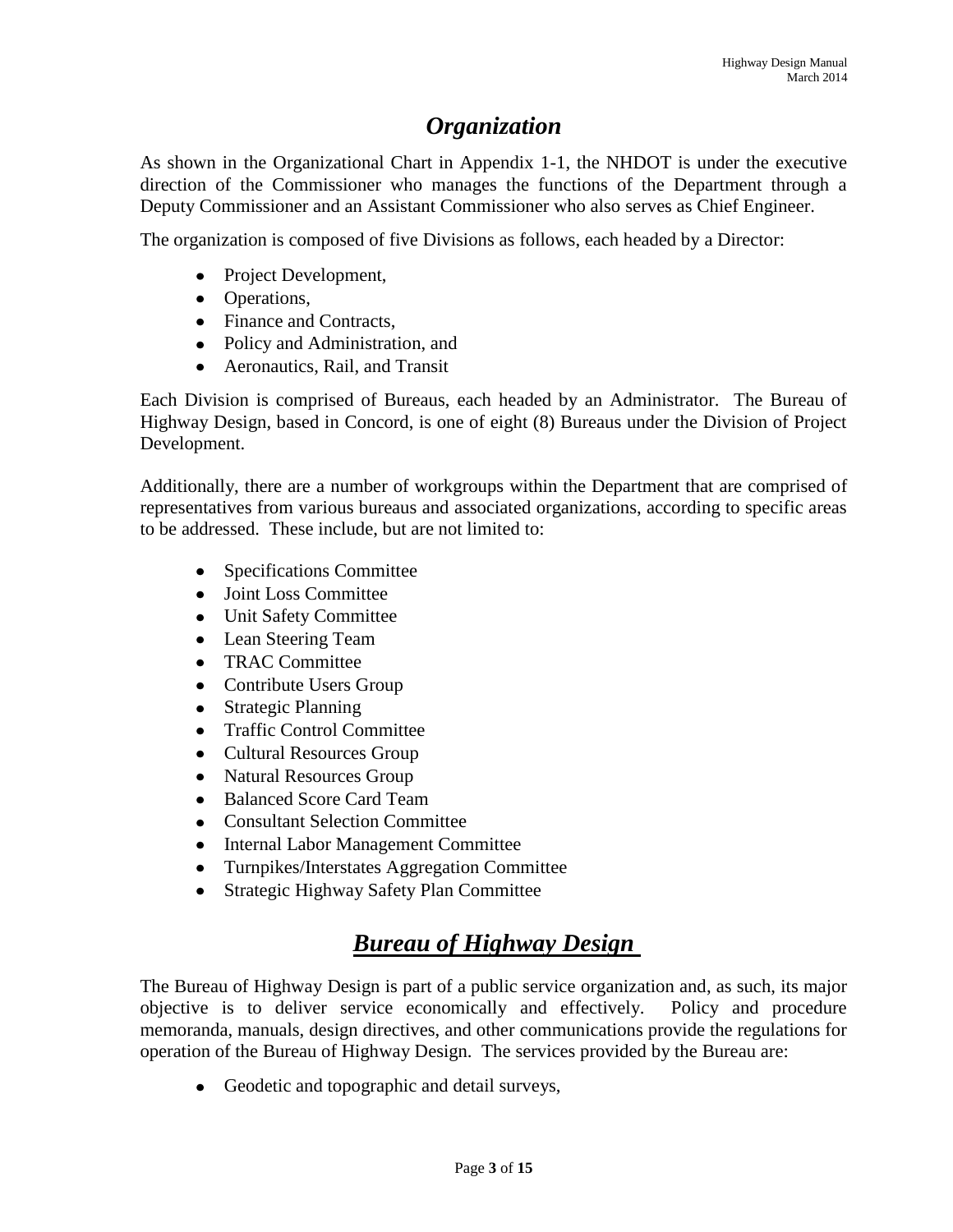# *Organization*

As shown in the Organizational Chart in Appendix 1-1, the NHDOT is under the executive direction of the Commissioner who manages the functions of the Department through a Deputy Commissioner and an Assistant Commissioner who also serves as Chief Engineer.

The organization is composed of five Divisions as follows, each headed by a Director:

- Project Development,
- Operations,
- Finance and Contracts,
- Policy and Administration, and
- Aeronautics, Rail, and Transit

Each Division is comprised of Bureaus, each headed by an Administrator. The Bureau of Highway Design, based in Concord, is one of eight (8) Bureaus under the Division of Project Development.

Additionally, there are a number of workgroups within the Department that are comprised of representatives from various bureaus and associated organizations, according to specific areas to be addressed. These include, but are not limited to:

- Specifications Committee
- Joint Loss Committee
- Unit Safety Committee
- Lean Steering Team
- TRAC Committee
- Contribute Users Group
- Strategic Planning
- Traffic Control Committee
- Cultural Resources Group
- Natural Resources Group
- Balanced Score Card Team
- Consultant Selection Committee
- Internal Labor Management Committee
- Turnpikes/Interstates Aggregation Committee
- Strategic Highway Safety Plan Committee

# ***Bureau of Highway Design***

The Bureau of Highway Design is part of a public service organization and, as such, its major objective is to deliver service economically and effectively. Policy and procedure memoranda, manuals, design directives, and other communications provide the regulations for operation of the Bureau of Highway Design. The services provided by the Bureau are:

- Geodetic and topographic and detail surveys,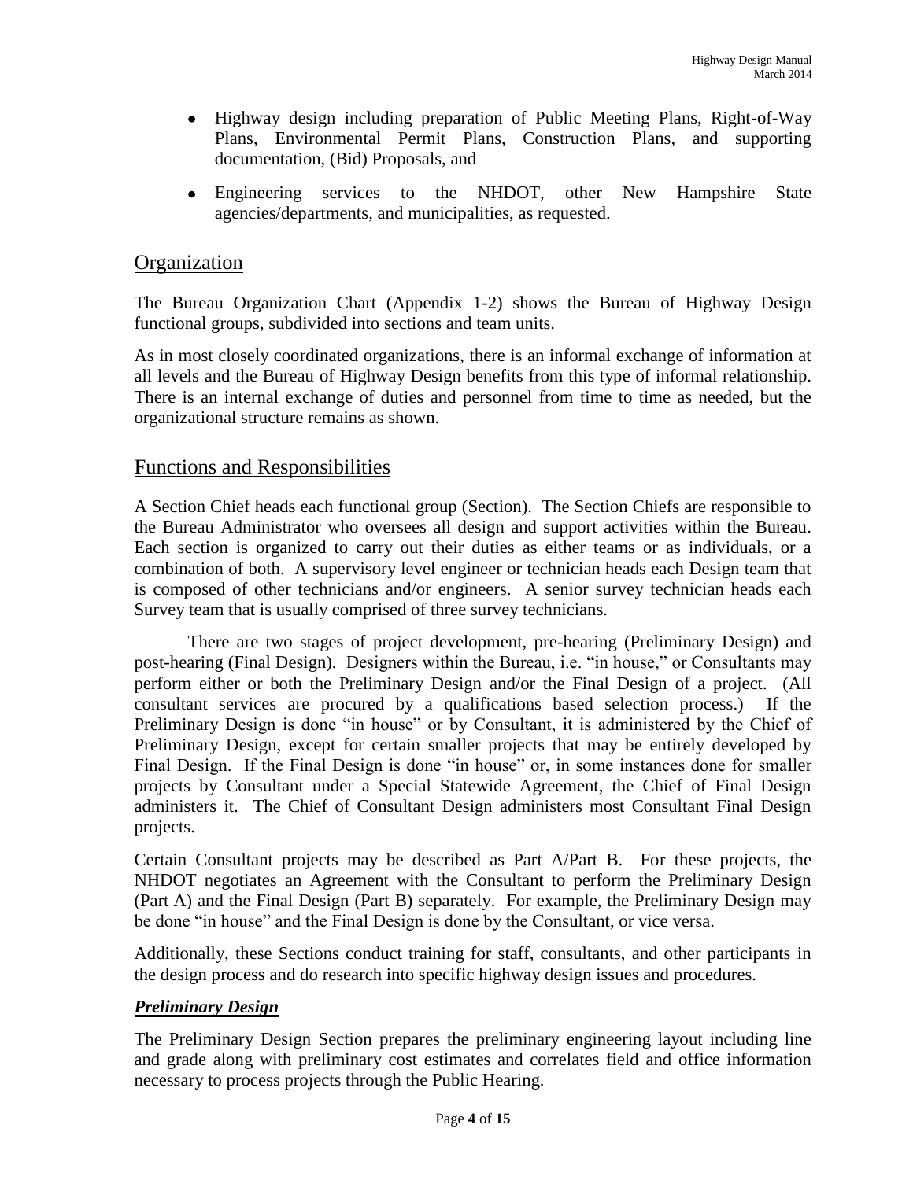- Highway design including preparation of Public Meeting Plans, Right-of-Way Plans, Environmental Permit Plans, Construction Plans, and supporting documentation, (Bid) Proposals, and
- Engineering services to the NHDOT, other New Hampshire State agencies/departments, and municipalities, as requested.

## Organization

The Bureau Organization Chart (Appendix 1-2) shows the Bureau of Highway Design functional groups, subdivided into sections and team units.

As in most closely coordinated organizations, there is an informal exchange of information at all levels and the Bureau of Highway Design benefits from this type of informal relationship. There is an internal exchange of duties and personnel from time to time as needed, but the organizational structure remains as shown.

## Functions and Responsibilities

A Section Chief heads each functional group (Section). The Section Chiefs are responsible to the Bureau Administrator who oversees all design and support activities within the Bureau. Each section is organized to carry out their duties as either teams or as individuals, or a combination of both. A supervisory level engineer or technician heads each Design team that is composed of other technicians and/or engineers. A senior survey technician heads each Survey team that is usually comprised of three survey technicians.

There are two stages of project development, pre-hearing (Preliminary Design) and post-hearing (Final Design). Designers within the Bureau, i.e. "in house," or Consultants may perform either or both the Preliminary Design and/or the Final Design of a project. (All consultant services are procured by a qualifications based selection process.) If the Preliminary Design is done "in house" or by Consultant, it is administered by the Chief of Preliminary Design, except for certain smaller projects that may be entirely developed by Final Design. If the Final Design is done "in house" or, in some instances done for smaller projects by Consultant under a Special Statewide Agreement, the Chief of Final Design administers it. The Chief of Consultant Design administers most Consultant Final Design projects.

Certain Consultant projects may be described as Part A/Part B. For these projects, the NHDOT negotiates an Agreement with the Consultant to perform the Preliminary Design (Part A) and the Final Design (Part B) separately. For example, the Preliminary Design may be done "in house" and the Final Design is done by the Consultant, or vice versa.

Additionally, these Sections conduct training for staff, consultants, and other participants in the design process and do research into specific highway design issues and procedures.

### ***Preliminary Design***

The Preliminary Design Section prepares the preliminary engineering layout including line and grade along with preliminary cost estimates and correlates field and office information necessary to process projects through the Public Hearing.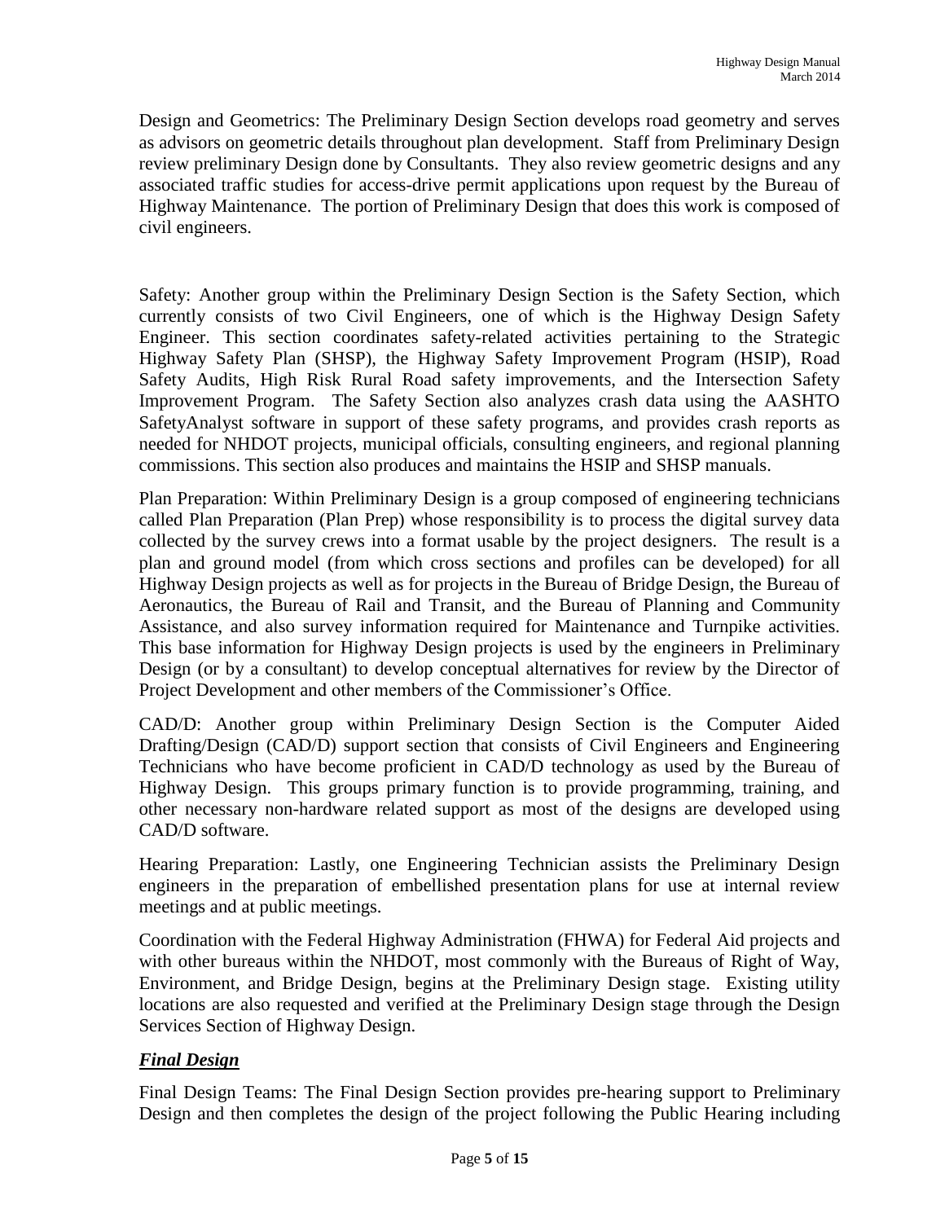Design and Geometrics: The Preliminary Design Section develops road geometry and serves as advisors on geometric details throughout plan development. Staff from Preliminary Design review preliminary Design done by Consultants. They also review geometric designs and any associated traffic studies for access-drive permit applications upon request by the Bureau of Highway Maintenance. The portion of Preliminary Design that does this work is composed of civil engineers.

Safety: Another group within the Preliminary Design Section is the Safety Section, which currently consists of two Civil Engineers, one of which is the Highway Design Safety Engineer. This section coordinates safety-related activities pertaining to the Strategic Highway Safety Plan (SHSP), the Highway Safety Improvement Program (HSIP), Road Safety Audits, High Risk Rural Road safety improvements, and the Intersection Safety Improvement Program. The Safety Section also analyzes crash data using the AASHTO SafetyAnalyst software in support of these safety programs, and provides crash reports as needed for NHDOT projects, municipal officials, consulting engineers, and regional planning commissions. This section also produces and maintains the HSIP and SHSP manuals.

Plan Preparation: Within Preliminary Design is a group composed of engineering technicians called Plan Preparation (Plan Prep) whose responsibility is to process the digital survey data collected by the survey crews into a format usable by the project designers. The result is a plan and ground model (from which cross sections and profiles can be developed) for all Highway Design projects as well as for projects in the Bureau of Bridge Design, the Bureau of Aeronautics, the Bureau of Rail and Transit, and the Bureau of Planning and Community Assistance, and also survey information required for Maintenance and Turnpike activities. This base information for Highway Design projects is used by the engineers in Preliminary Design (or by a consultant) to develop conceptual alternatives for review by the Director of Project Development and other members of the Commissioner's Office.

CAD/D: Another group within Preliminary Design Section is the Computer Aided Drafting/Design (CAD/D) support section that consists of Civil Engineers and Engineering Technicians who have become proficient in CAD/D technology as used by the Bureau of Highway Design. This groups primary function is to provide programming, training, and other necessary non-hardware related support as most of the designs are developed using CAD/D software.

Hearing Preparation: Lastly, one Engineering Technician assists the Preliminary Design engineers in the preparation of embellished presentation plans for use at internal review meetings and at public meetings.

Coordination with the Federal Highway Administration (FHWA) for Federal Aid projects and with other bureaus within the NHDOT, most commonly with the Bureaus of Right of Way, Environment, and Bridge Design, begins at the Preliminary Design stage. Existing utility locations are also requested and verified at the Preliminary Design stage through the Design Services Section of Highway Design.

### ***Final Design***

Final Design Teams: The Final Design Section provides pre-hearing support to Preliminary Design and then completes the design of the project following the Public Hearing including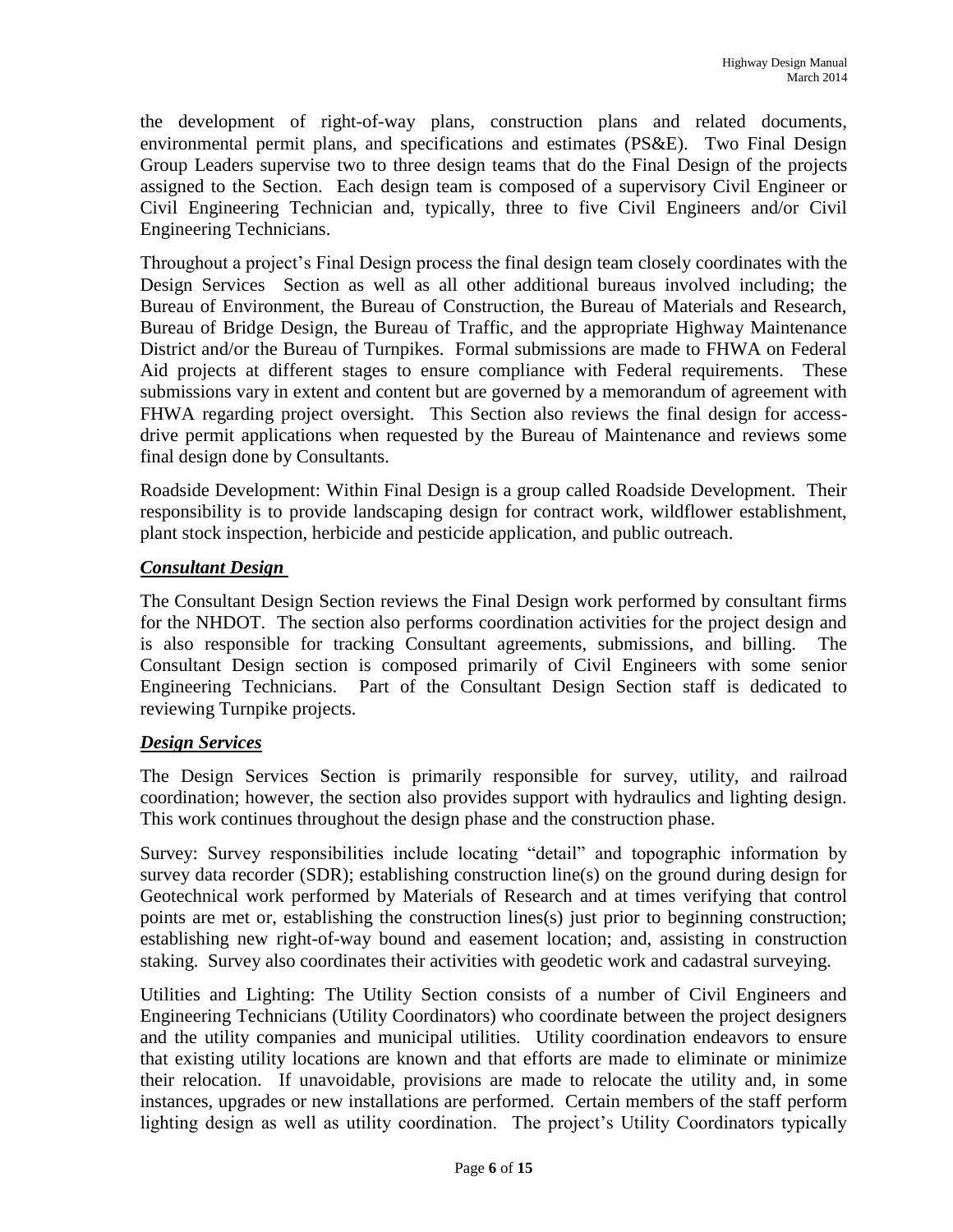the development of right-of-way plans, construction plans and related documents, environmental permit plans, and specifications and estimates (PS&E). Two Final Design Group Leaders supervise two to three design teams that do the Final Design of the projects assigned to the Section. Each design team is composed of a supervisory Civil Engineer or Civil Engineering Technician and, typically, three to five Civil Engineers and/or Civil Engineering Technicians.

Throughout a project's Final Design process the final design team closely coordinates with the Design Services Section as well as all other additional bureaus involved including; the Bureau of Environment, the Bureau of Construction, the Bureau of Materials and Research, Bureau of Bridge Design, the Bureau of Traffic, and the appropriate Highway Maintenance District and/or the Bureau of Turnpikes. Formal submissions are made to FHWA on Federal Aid projects at different stages to ensure compliance with Federal requirements. These submissions vary in extent and content but are governed by a memorandum of agreement with FHWA regarding project oversight. This Section also reviews the final design for access-drive permit applications when requested by the Bureau of Maintenance and reviews some final design done by Consultants.

Roadside Development: Within Final Design is a group called Roadside Development. Their responsibility is to provide landscaping design for contract work, wildflower establishment, plant stock inspection, herbicide and pesticide application, and public outreach.

### ***Consultant Design***

The Consultant Design Section reviews the Final Design work performed by consultant firms for the NHDOT. The section also performs coordination activities for the project design and is also responsible for tracking Consultant agreements, submissions, and billing. The Consultant Design section is composed primarily of Civil Engineers with some senior Engineering Technicians. Part of the Consultant Design Section staff is dedicated to reviewing Turnpike projects.

### ***Design Services***

The Design Services Section is primarily responsible for survey, utility, and railroad coordination; however, the section also provides support with hydraulics and lighting design. This work continues throughout the design phase and the construction phase.

Survey: Survey responsibilities include locating "detail" and topographic information by survey data recorder (SDR); establishing construction line(s) on the ground during design for Geotechnical work performed by Materials of Research and at times verifying that control points are met or, establishing the construction lines(s) just prior to beginning construction; establishing new right-of-way bound and easement location; and, assisting in construction staking. Survey also coordinates their activities with geodetic work and cadastral surveying.

Utilities and Lighting: The Utility Section consists of a number of Civil Engineers and Engineering Technicians (Utility Coordinators) who coordinate between the project designers and the utility companies and municipal utilities. Utility coordination endeavors to ensure that existing utility locations are known and that efforts are made to eliminate or minimize their relocation. If unavoidable, provisions are made to relocate the utility and, in some instances, upgrades or new installations are performed. Certain members of the staff perform lighting design as well as utility coordination. The project's Utility Coordinators typically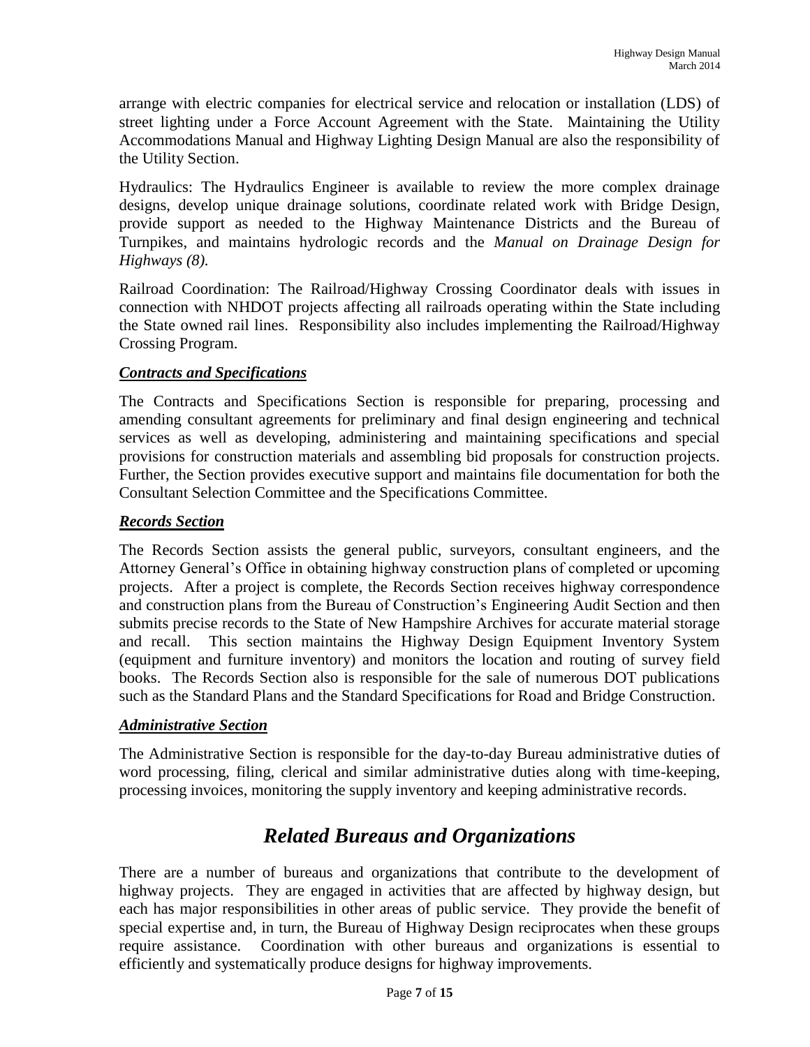arrange with electric companies for electrical service and relocation or installation (LDS) of street lighting under a Force Account Agreement with the State. Maintaining the Utility Accommodations Manual and Highway Lighting Design Manual are also the responsibility of the Utility Section.

Hydraulics: The Hydraulics Engineer is available to review the more complex drainage designs, develop unique drainage solutions, coordinate related work with Bridge Design, provide support as needed to the Highway Maintenance Districts and the Bureau of Turnpikes, and maintains hydrologic records and the *Manual on Drainage Design for Highways (8).*

Railroad Coordination: The Railroad/Highway Crossing Coordinator deals with issues in connection with NHDOT projects affecting all railroads operating within the State including the State owned rail lines. Responsibility also includes implementing the Railroad/Highway Crossing Program.

### ***Contracts and Specifications***

The Contracts and Specifications Section is responsible for preparing, processing and amending consultant agreements for preliminary and final design engineering and technical services as well as developing, administering and maintaining specifications and special provisions for construction materials and assembling bid proposals for construction projects. Further, the Section provides executive support and maintains file documentation for both the Consultant Selection Committee and the Specifications Committee.

### ***Records Section***

The Records Section assists the general public, surveyors, consultant engineers, and the Attorney General's Office in obtaining highway construction plans of completed or upcoming projects. After a project is complete, the Records Section receives highway correspondence and construction plans from the Bureau of Construction's Engineering Audit Section and then submits precise records to the State of New Hampshire Archives for accurate material storage and recall. This section maintains the Highway Design Equipment Inventory System (equipment and furniture inventory) and monitors the location and routing of survey field books. The Records Section also is responsible for the sale of numerous DOT publications such as the Standard Plans and the Standard Specifications for Road and Bridge Construction.

### ***Administrative Section***

The Administrative Section is responsible for the day-to-day Bureau administrative duties of word processing, filing, clerical and similar administrative duties along with time-keeping, processing invoices, monitoring the supply inventory and keeping administrative records.

## *Related Bureaus and Organizations*

There are a number of bureaus and organizations that contribute to the development of highway projects. They are engaged in activities that are affected by highway design, but each has major responsibilities in other areas of public service. They provide the benefit of special expertise and, in turn, the Bureau of Highway Design reciprocates when these groups require assistance. Coordination with other bureaus and organizations is essential to efficiently and systematically produce designs for highway improvements.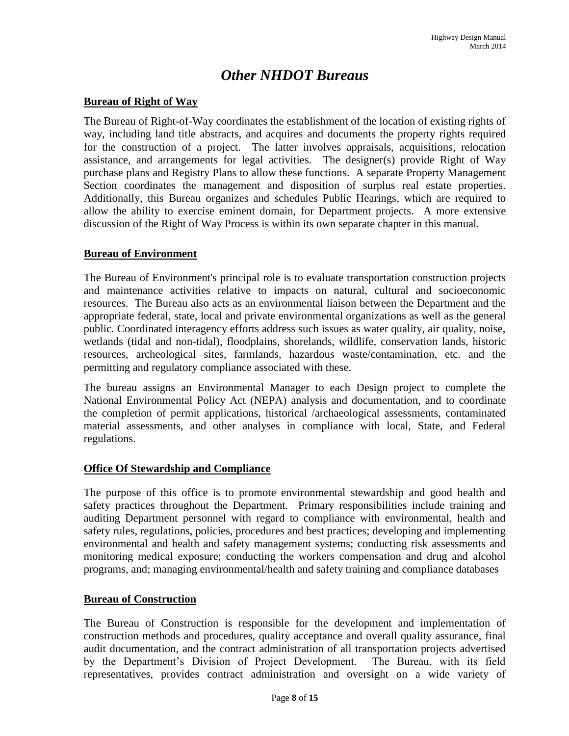# *Other NHDOT Bureaus*

## Bureau of Right of Way

The Bureau of Right-of-Way coordinates the establishment of the location of existing rights of way, including land title abstracts, and acquires and documents the property rights required for the construction of a project. The latter involves appraisals, acquisitions, relocation assistance, and arrangements for legal activities. The designer(s) provide Right of Way purchase plans and Registry Plans to allow these functions. A separate Property Management Section coordinates the management and disposition of surplus real estate properties. Additionally, this Bureau organizes and schedules Public Hearings, which are required to allow the ability to exercise eminent domain, for Department projects. A more extensive discussion of the Right of Way Process is within its own separate chapter in this manual.

## Bureau of Environment

The Bureau of Environment's principal role is to evaluate transportation construction projects and maintenance activities relative to impacts on natural, cultural and socioeconomic resources. The Bureau also acts as an environmental liaison between the Department and the appropriate federal, state, local and private environmental organizations as well as the general public. Coordinated interagency efforts address such issues as water quality, air quality, noise, wetlands (tidal and non-tidal), floodplains, shorelands, wildlife, conservation lands, historic resources, archeological sites, farmlands, hazardous waste/contamination, etc. and the permitting and regulatory compliance associated with these.

The bureau assigns an Environmental Manager to each Design project to complete the National Environmental Policy Act (NEPA) analysis and documentation, and to coordinate the completion of permit applications, historical /archaeological assessments, contaminated material assessments, and other analyses in compliance with local, State, and Federal regulations.

## Office Of Stewardship and Compliance

The purpose of this office is to promote environmental stewardship and good health and safety practices throughout the Department. Primary responsibilities include training and auditing Department personnel with regard to compliance with environmental, health and safety rules, regulations, policies, procedures and best practices; developing and implementing environmental and health and safety management systems; conducting risk assessments and monitoring medical exposure; conducting the workers compensation and drug and alcohol programs, and; managing environmental/health and safety training and compliance databases

## Bureau of Construction

The Bureau of Construction is responsible for the development and implementation of construction methods and procedures, quality acceptance and overall quality assurance, final audit documentation, and the contract administration of all transportation projects advertised by the Department's Division of Project Development. The Bureau, with its field representatives, provides contract administration and oversight on a wide variety of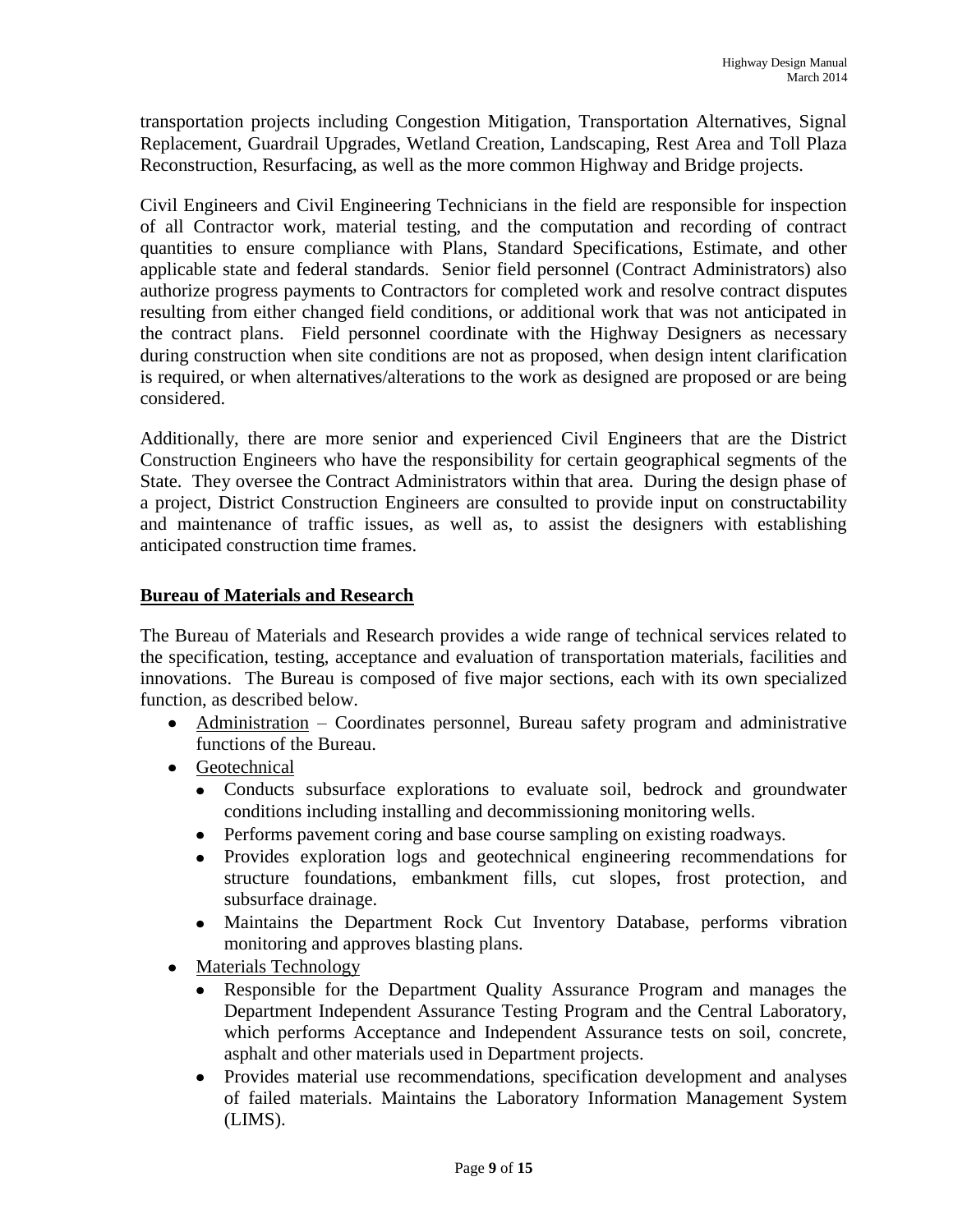transportation projects including Congestion Mitigation, Transportation Alternatives, Signal Replacement, Guardrail Upgrades, Wetland Creation, Landscaping, Rest Area and Toll Plaza Reconstruction, Resurfacing, as well as the more common Highway and Bridge projects.

Civil Engineers and Civil Engineering Technicians in the field are responsible for inspection of all Contractor work, material testing, and the computation and recording of contract quantities to ensure compliance with Plans, Standard Specifications, Estimate, and other applicable state and federal standards. Senior field personnel (Contract Administrators) also authorize progress payments to Contractors for completed work and resolve contract disputes resulting from either changed field conditions, or additional work that was not anticipated in the contract plans. Field personnel coordinate with the Highway Designers as necessary during construction when site conditions are not as proposed, when design intent clarification is required, or when alternatives/alterations to the work as designed are proposed or are being considered.

Additionally, there are more senior and experienced Civil Engineers that are the District Construction Engineers who have the responsibility for certain geographical segments of the State. They oversee the Contract Administrators within that area. During the design phase of a project, District Construction Engineers are consulted to provide input on constructability and maintenance of traffic issues, as well as, to assist the designers with establishing anticipated construction time frames.

## Bureau of Materials and Research

The Bureau of Materials and Research provides a wide range of technical services related to the specification, testing, acceptance and evaluation of transportation materials, facilities and innovations. The Bureau is composed of five major sections, each with its own specialized function, as described below.

- Administration – Coordinates personnel, Bureau safety program and administrative functions of the Bureau.
- Geotechnical
  - Conducts subsurface explorations to evaluate soil, bedrock and groundwater conditions including installing and decommissioning monitoring wells.
  - Performs pavement coring and base course sampling on existing roadways.
  - Provides exploration logs and geotechnical engineering recommendations for structure foundations, embankment fills, cut slopes, frost protection, and subsurface drainage.
  - Maintains the Department Rock Cut Inventory Database, performs vibration monitoring and approves blasting plans.
- Materials Technology
  - Responsible for the Department Quality Assurance Program and manages the Department Independent Assurance Testing Program and the Central Laboratory, which performs Acceptance and Independent Assurance tests on soil, concrete, asphalt and other materials used in Department projects.
  - Provides material use recommendations, specification development and analyses of failed materials. Maintains the Laboratory Information Management System (LIMS).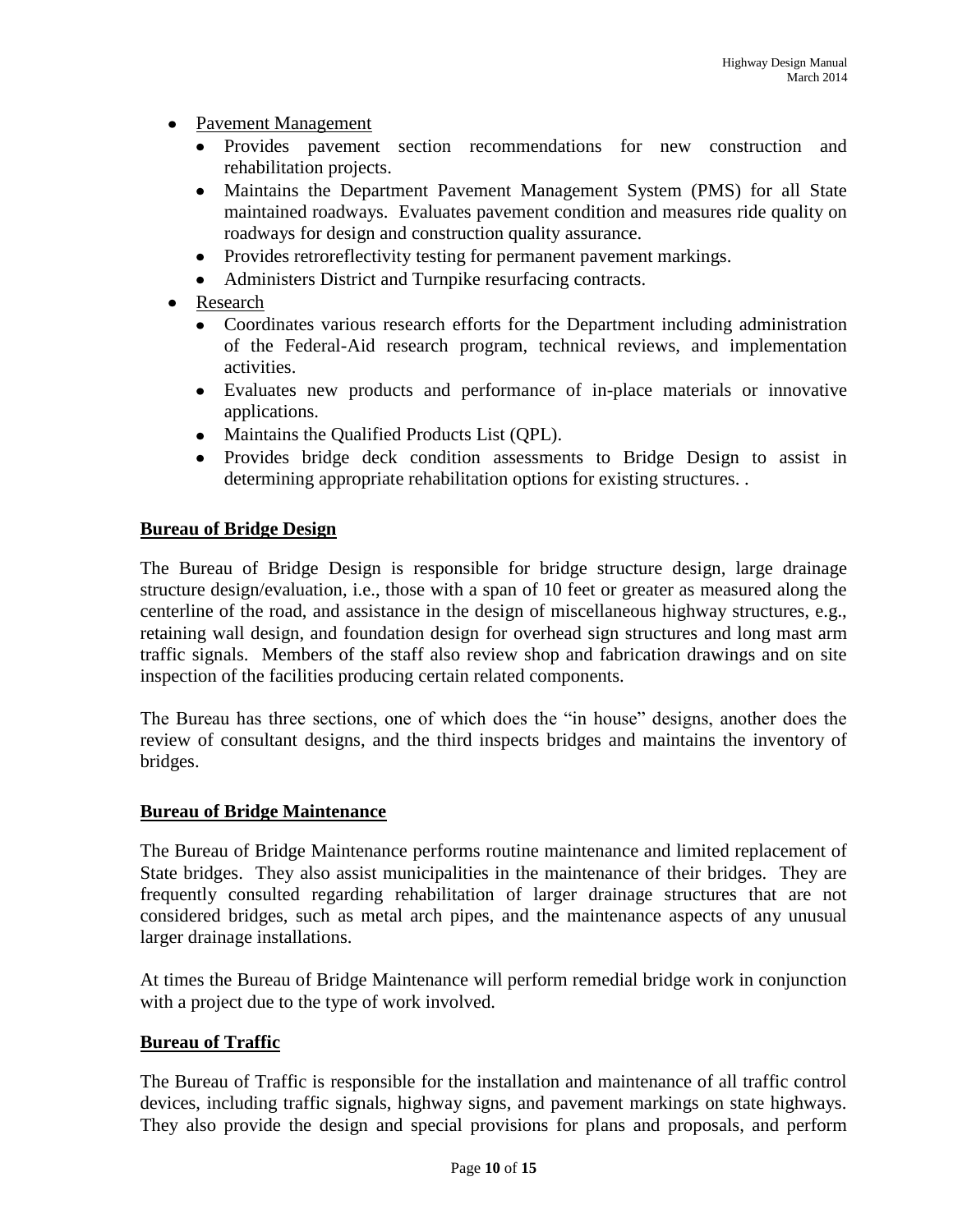- Pavement Management
  - Provides pavement section recommendations for new construction and rehabilitation projects.
  - Maintains the Department Pavement Management System (PMS) for all State maintained roadways. Evaluates pavement condition and measures ride quality on roadways for design and construction quality assurance.
  - Provides retroreflectivity testing for permanent pavement markings.
  - Administers District and Turnpike resurfacing contracts.
- Research
  - Coordinates various research efforts for the Department including administration of the Federal-Aid research program, technical reviews, and implementation activities.
  - Evaluates new products and performance of in-place materials or innovative applications.
  - Maintains the Qualified Products List (QPL).
  - Provides bridge deck condition assessments to Bridge Design to assist in determining appropriate rehabilitation options for existing structures. .

**Bureau of Bridge Design**

The Bureau of Bridge Design is responsible for bridge structure design, large drainage structure design/evaluation, i.e., those with a span of 10 feet or greater as measured along the centerline of the road, and assistance in the design of miscellaneous highway structures, e.g., retaining wall design, and foundation design for overhead sign structures and long mast arm traffic signals. Members of the staff also review shop and fabrication drawings and on site inspection of the facilities producing certain related components.

The Bureau has three sections, one of which does the "in house" designs, another does the review of consultant designs, and the third inspects bridges and maintains the inventory of bridges.

**Bureau of Bridge Maintenance**

The Bureau of Bridge Maintenance performs routine maintenance and limited replacement of State bridges. They also assist municipalities in the maintenance of their bridges. They are frequently consulted regarding rehabilitation of larger drainage structures that are not considered bridges, such as metal arch pipes, and the maintenance aspects of any unusual larger drainage installations.

At times the Bureau of Bridge Maintenance will perform remedial bridge work in conjunction with a project due to the type of work involved.

**Bureau of Traffic**

The Bureau of Traffic is responsible for the installation and maintenance of all traffic control devices, including traffic signals, highway signs, and pavement markings on state highways. They also provide the design and special provisions for plans and proposals, and perform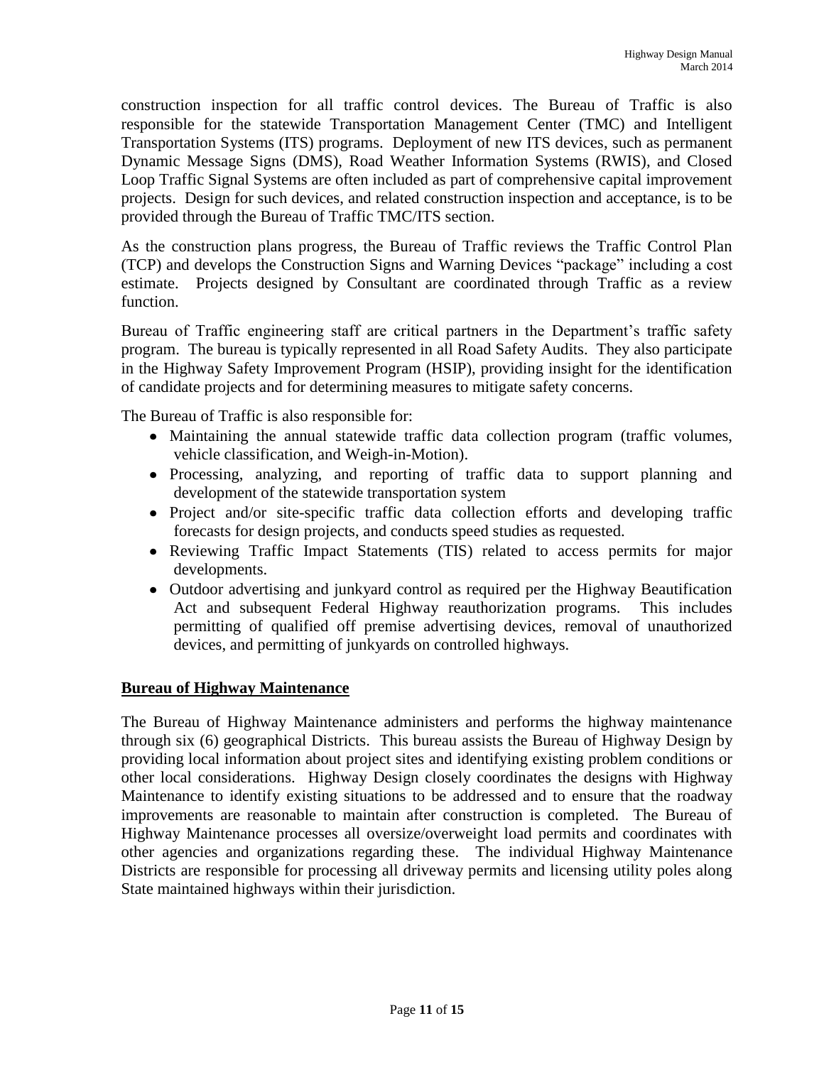construction inspection for all traffic control devices. The Bureau of Traffic is also responsible for the statewide Transportation Management Center (TMC) and Intelligent Transportation Systems (ITS) programs. Deployment of new ITS devices, such as permanent Dynamic Message Signs (DMS), Road Weather Information Systems (RWIS), and Closed Loop Traffic Signal Systems are often included as part of comprehensive capital improvement projects. Design for such devices, and related construction inspection and acceptance, is to be provided through the Bureau of Traffic TMC/ITS section.

As the construction plans progress, the Bureau of Traffic reviews the Traffic Control Plan (TCP) and develops the Construction Signs and Warning Devices "package" including a cost estimate. Projects designed by Consultant are coordinated through Traffic as a review function.

Bureau of Traffic engineering staff are critical partners in the Department's traffic safety program. The bureau is typically represented in all Road Safety Audits. They also participate in the Highway Safety Improvement Program (HSIP), providing insight for the identification of candidate projects and for determining measures to mitigate safety concerns.

The Bureau of Traffic is also responsible for:

- Maintaining the annual statewide traffic data collection program (traffic volumes, vehicle classification, and Weigh-in-Motion).
- Processing, analyzing, and reporting of traffic data to support planning and development of the statewide transportation system
- Project and/or site-specific traffic data collection efforts and developing traffic forecasts for design projects, and conducts speed studies as requested.
- Reviewing Traffic Impact Statements (TIS) related to access permits for major developments.
- Outdoor advertising and junkyard control as required per the Highway Beautification Act and subsequent Federal Highway reauthorization programs. This includes permitting of qualified off premise advertising devices, removal of unauthorized devices, and permitting of junkyards on controlled highways.

## Bureau of Highway Maintenance

The Bureau of Highway Maintenance administers and performs the highway maintenance through six (6) geographical Districts. This bureau assists the Bureau of Highway Design by providing local information about project sites and identifying existing problem conditions or other local considerations. Highway Design closely coordinates the designs with Highway Maintenance to identify existing situations to be addressed and to ensure that the roadway improvements are reasonable to maintain after construction is completed. The Bureau of Highway Maintenance processes all oversize/overweight load permits and coordinates with other agencies and organizations regarding these. The individual Highway Maintenance Districts are responsible for processing all driveway permits and licensing utility poles along State maintained highways within their jurisdiction.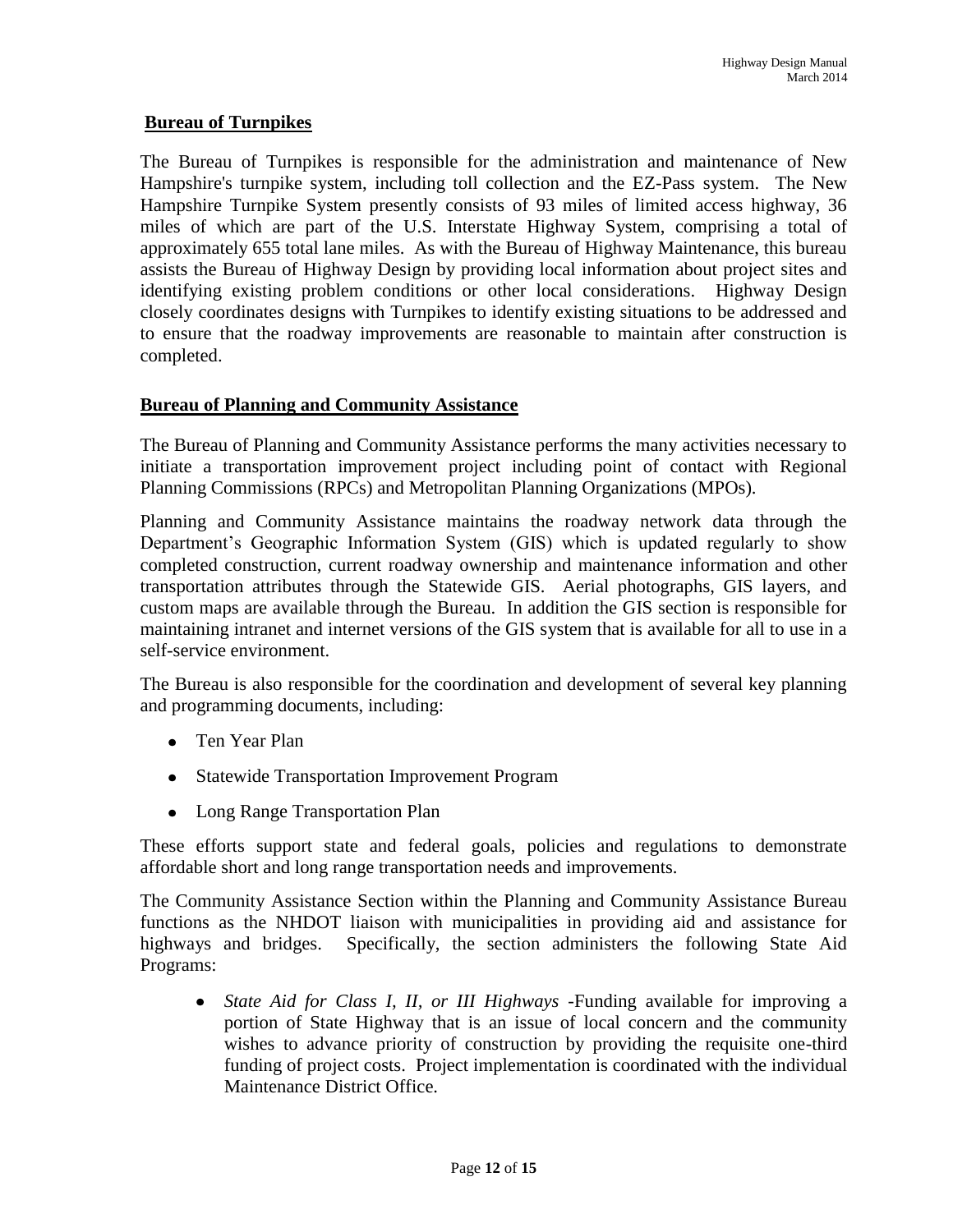## Bureau of Turnpikes

The Bureau of Turnpikes is responsible for the administration and maintenance of New Hampshire's turnpike system, including toll collection and the EZ-Pass system. The New Hampshire Turnpike System presently consists of 93 miles of limited access highway, 36 miles of which are part of the U.S. Interstate Highway System, comprising a total of approximately 655 total lane miles. As with the Bureau of Highway Maintenance, this bureau assists the Bureau of Highway Design by providing local information about project sites and identifying existing problem conditions or other local considerations. Highway Design closely coordinates designs with Turnpikes to identify existing situations to be addressed and to ensure that the roadway improvements are reasonable to maintain after construction is completed.

## Bureau of Planning and Community Assistance

The Bureau of Planning and Community Assistance performs the many activities necessary to initiate a transportation improvement project including point of contact with Regional Planning Commissions (RPCs) and Metropolitan Planning Organizations (MPOs).

Planning and Community Assistance maintains the roadway network data through the Department's Geographic Information System (GIS) which is updated regularly to show completed construction, current roadway ownership and maintenance information and other transportation attributes through the Statewide GIS. Aerial photographs, GIS layers, and custom maps are available through the Bureau. In addition the GIS section is responsible for maintaining intranet and internet versions of the GIS system that is available for all to use in a self-service environment.

The Bureau is also responsible for the coordination and development of several key planning and programming documents, including:

- Ten Year Plan
- Statewide Transportation Improvement Program
- Long Range Transportation Plan

These efforts support state and federal goals, policies and regulations to demonstrate affordable short and long range transportation needs and improvements.

The Community Assistance Section within the Planning and Community Assistance Bureau functions as the NHDOT liaison with municipalities in providing aid and assistance for highways and bridges. Specifically, the section administers the following State Aid Programs:

- *State Aid for Class I, II, or III Highways* -Funding available for improving a portion of State Highway that is an issue of local concern and the community wishes to advance priority of construction by providing the requisite one-third funding of project costs. Project implementation is coordinated with the individual Maintenance District Office.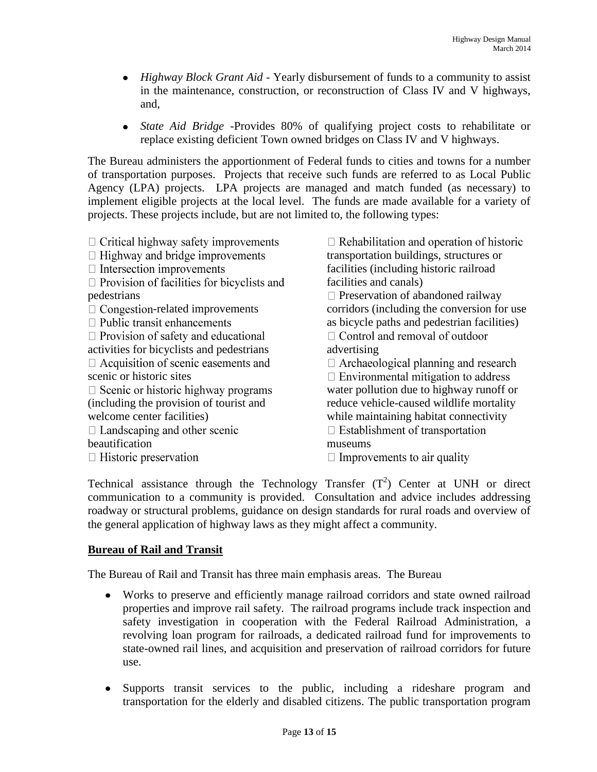- *Highway Block Grant Aid* - Yearly disbursement of funds to a community to assist in the maintenance, construction, or reconstruction of Class IV and V highways, and,
- *State Aid Bridge* -Provides 80% of qualifying project costs to rehabilitate or replace existing deficient Town owned bridges on Class IV and V highways.

The Bureau administers the apportionment of Federal funds to cities and towns for a number of transportation purposes. Projects that receive such funds are referred to as Local Public Agency (LPA) projects. LPA projects are managed and match funded (as necessary) to implement eligible projects at the local level. The funds are made available for a variety of projects. These projects include, but are not limited to, the following types:

- Critical highway safety improvements
- Highway and bridge improvements
- Intersection improvements
- Provision of facilities for bicyclists and pedestrians
- Congestion-related improvements
- Public transit enhancements
- Provision of safety and educational activities for bicyclists and pedestrians
- Acquisition of scenic easements and scenic or historic sites
- Scenic or historic highway programs (including the provision of tourist and welcome center facilities)
- Landscaping and other scenic beautification
- Historic preservation
- Rehabilitation and operation of historic transportation buildings, structures or facilities (including historic railroad facilities and canals)
- Preservation of abandoned railway corridors (including the conversion for use as bicycle paths and pedestrian facilities)
- Control and removal of outdoor advertising
- Archaeological planning and research
- Environmental mitigation to address water pollution due to highway runoff or reduce vehicle-caused wildlife mortality while maintaining habitat connectivity
- Establishment of transportation museums
- Improvements to air quality

Technical assistance through the Technology Transfer ($T^2$) Center at UNH or direct communication to a community is provided. Consultation and advice includes addressing roadway or structural problems, guidance on design standards for rural roads and overview of the general application of highway laws as they might affect a community.

## Bureau of Rail and Transit

The Bureau of Rail and Transit has three main emphasis areas. The Bureau

- Works to preserve and efficiently manage railroad corridors and state owned railroad properties and improve rail safety. The railroad programs include track inspection and safety investigation in cooperation with the Federal Railroad Administration, a revolving loan program for railroads, a dedicated railroad fund for improvements to state-owned rail lines, and acquisition and preservation of railroad corridors for future use.
- Supports transit services to the public, including a rideshare program and transportation for the elderly and disabled citizens. The public transportation program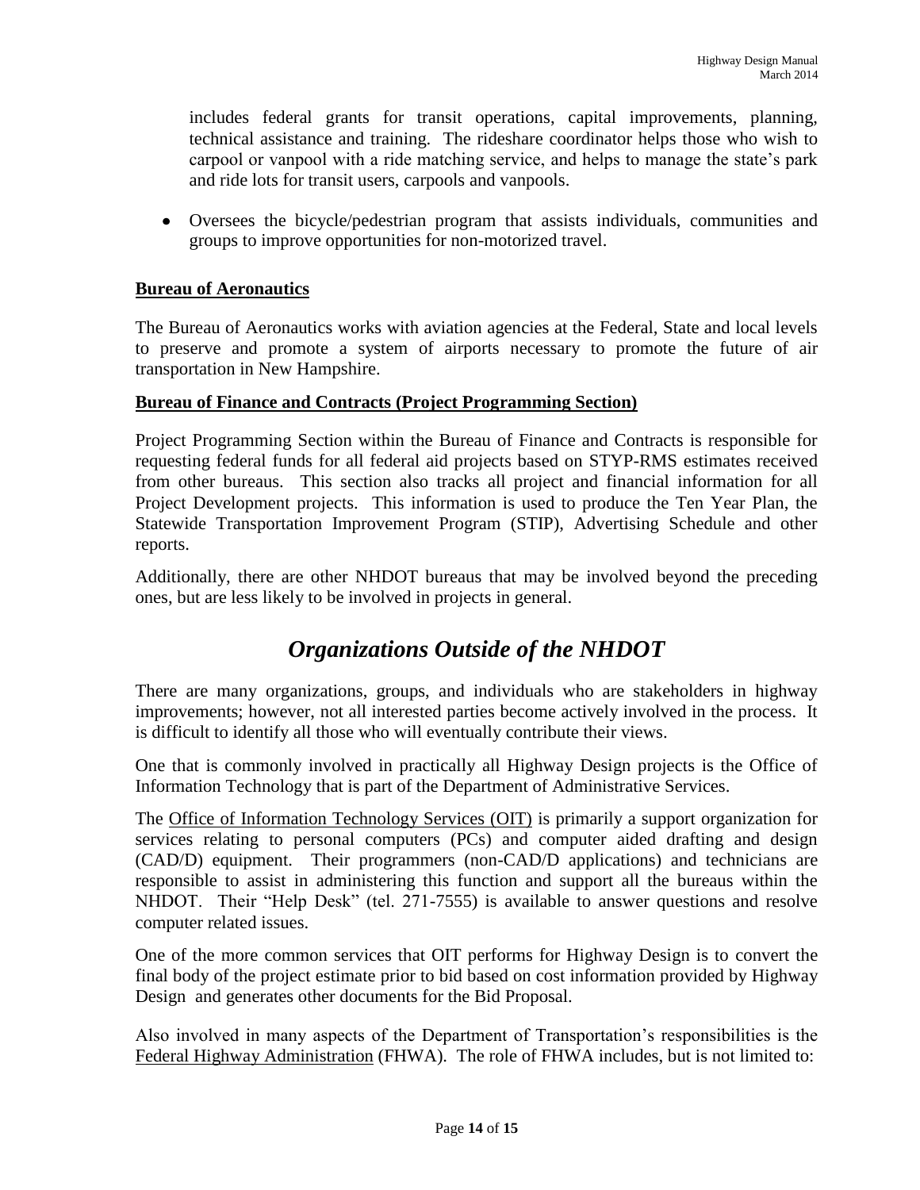includes federal grants for transit operations, capital improvements, planning, technical assistance and training. The rideshare coordinator helps those who wish to carpool or vanpool with a ride matching service, and helps to manage the state's park and ride lots for transit users, carpools and vanpools.

- Oversees the bicycle/pedestrian program that assists individuals, communities and groups to improve opportunities for non-motorized travel.

**Bureau of Aeronautics**

The Bureau of Aeronautics works with aviation agencies at the Federal, State and local levels to preserve and promote a system of airports necessary to promote the future of air transportation in New Hampshire.

**Bureau of Finance and Contracts (Project Programming Section)**

Project Programming Section within the Bureau of Finance and Contracts is responsible for requesting federal funds for all federal aid projects based on STYP-RMS estimates received from other bureaus. This section also tracks all project and financial information for all Project Development projects. This information is used to produce the Ten Year Plan, the Statewide Transportation Improvement Program (STIP), Advertising Schedule and other reports.

Additionally, there are other NHDOT bureaus that may be involved beyond the preceding ones, but are less likely to be involved in projects in general.

## *Organizations Outside of the NHDOT*

There are many organizations, groups, and individuals who are stakeholders in highway improvements; however, not all interested parties become actively involved in the process. It is difficult to identify all those who will eventually contribute their views.

One that is commonly involved in practically all Highway Design projects is the Office of Information Technology that is part of the Department of Administrative Services.

The Office of Information Technology Services (OIT) is primarily a support organization for services relating to personal computers (PCs) and computer aided drafting and design (CAD/D) equipment. Their programmers (non-CAD/D applications) and technicians are responsible to assist in administering this function and support all the bureaus within the NHDOT. Their "Help Desk" (tel. 271-7555) is available to answer questions and resolve computer related issues.

One of the more common services that OIT performs for Highway Design is to convert the final body of the project estimate prior to bid based on cost information provided by Highway Design and generates other documents for the Bid Proposal.

Also involved in many aspects of the Department of Transportation's responsibilities is the Federal Highway Administration (FHWA). The role of FHWA includes, but is not limited to: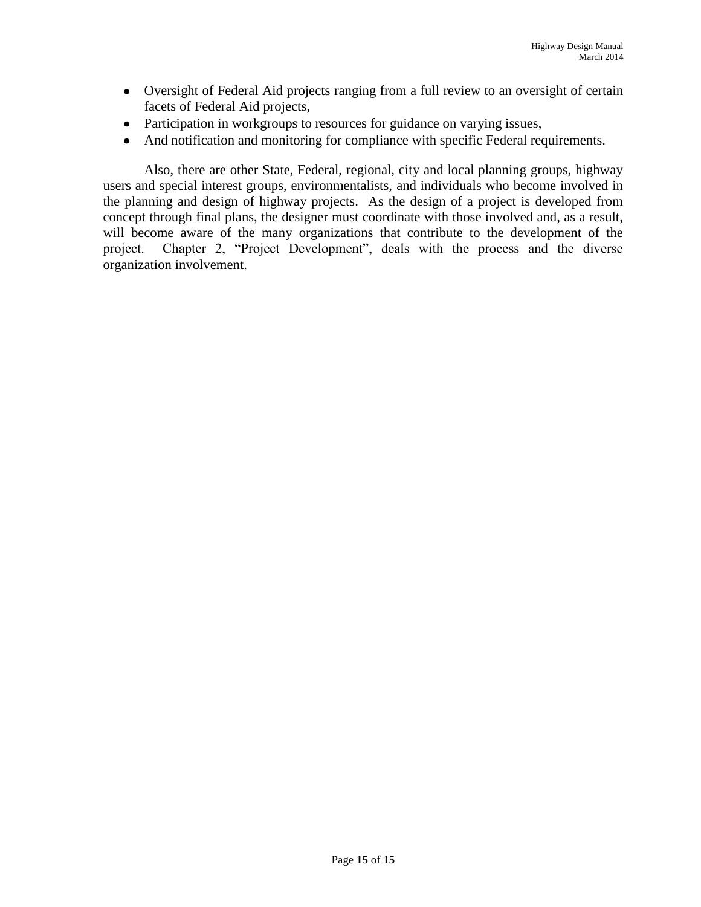- Oversight of Federal Aid projects ranging from a full review to an oversight of certain facets of Federal Aid projects,
- Participation in workgroups to resources for guidance on varying issues,
- And notification and monitoring for compliance with specific Federal requirements.

Also, there are other State, Federal, regional, city and local planning groups, highway users and special interest groups, environmentalists, and individuals who become involved in the planning and design of highway projects. As the design of a project is developed from concept through final plans, the designer must coordinate with those involved and, as a result, will become aware of the many organizations that contribute to the development of the project. Chapter 2, "Project Development", deals with the process and the diverse organization involvement.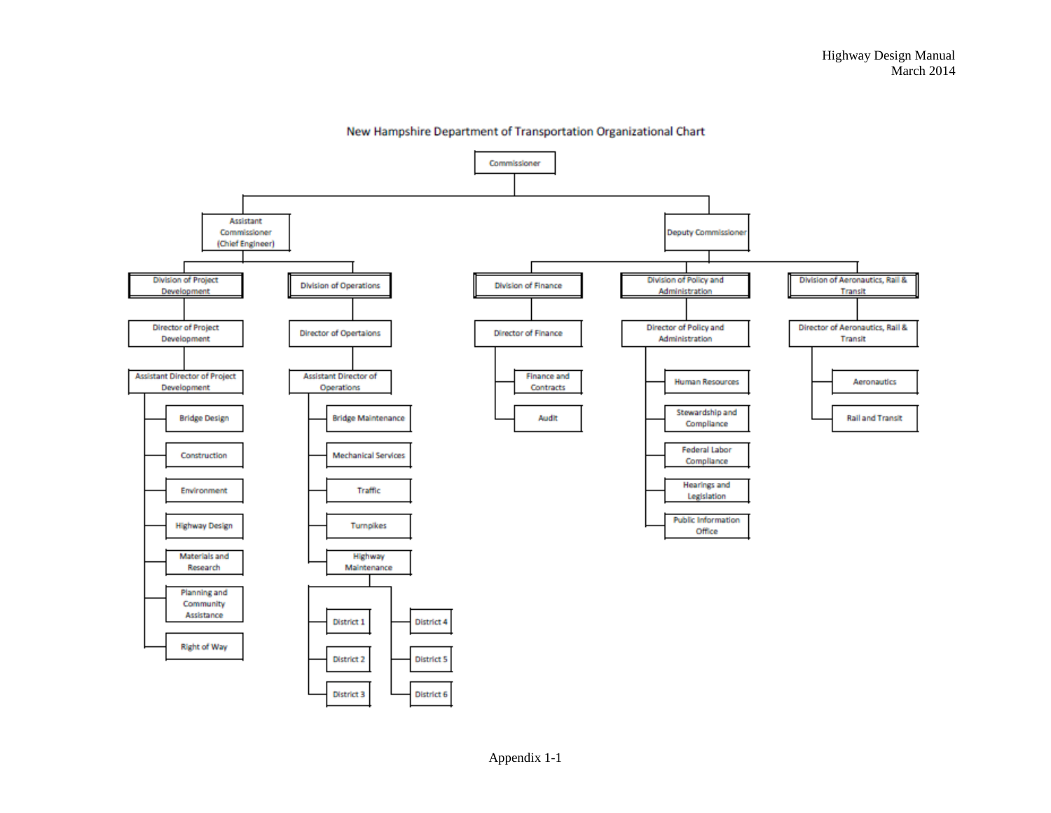# New Hampshire Department of Transportation Organizational Chart

- **Commissioner**
  - **Assistant Commissioner (Chief Engineer)**
    - **Division of Project Development**
      - Director of Project Development
        - Assistant Director of Project Development
          - Bridge Design
          - Construction
          - Environment
          - Highway Design
          - Materials and Research
          - Planning and Community Assistance
          - Right of Way
    - **Division of Operations**
      - Director of Opertaions
        - Assistant Director of Operations
          - Bridge Maintenance
          - Mechanical Services
          - Traffic
          - Turnpikes
          - Highway Maintenance
            - District 1
            - District 2
            - District 3
            - District 4
            - District 5
            - District 6
  - **Deputy Commissioner**
    - **Division of Finance**
      - Director of Finance
        - Finance and Contracts
        - Audit
    - **Division of Policy and Administration**
      - Director of Policy and Administration
        - Human Resources
        - Stewardship and Compliance
        - Federal Labor Compliance
        - Hearings and Legislation
        - Public Information Office
    - **Division of Aeronautics, Rail & Transit**
      - Director of Aeronautics, Rail & Transit
        - Aeronautics
        - Rail and Transit

Appendix 1-1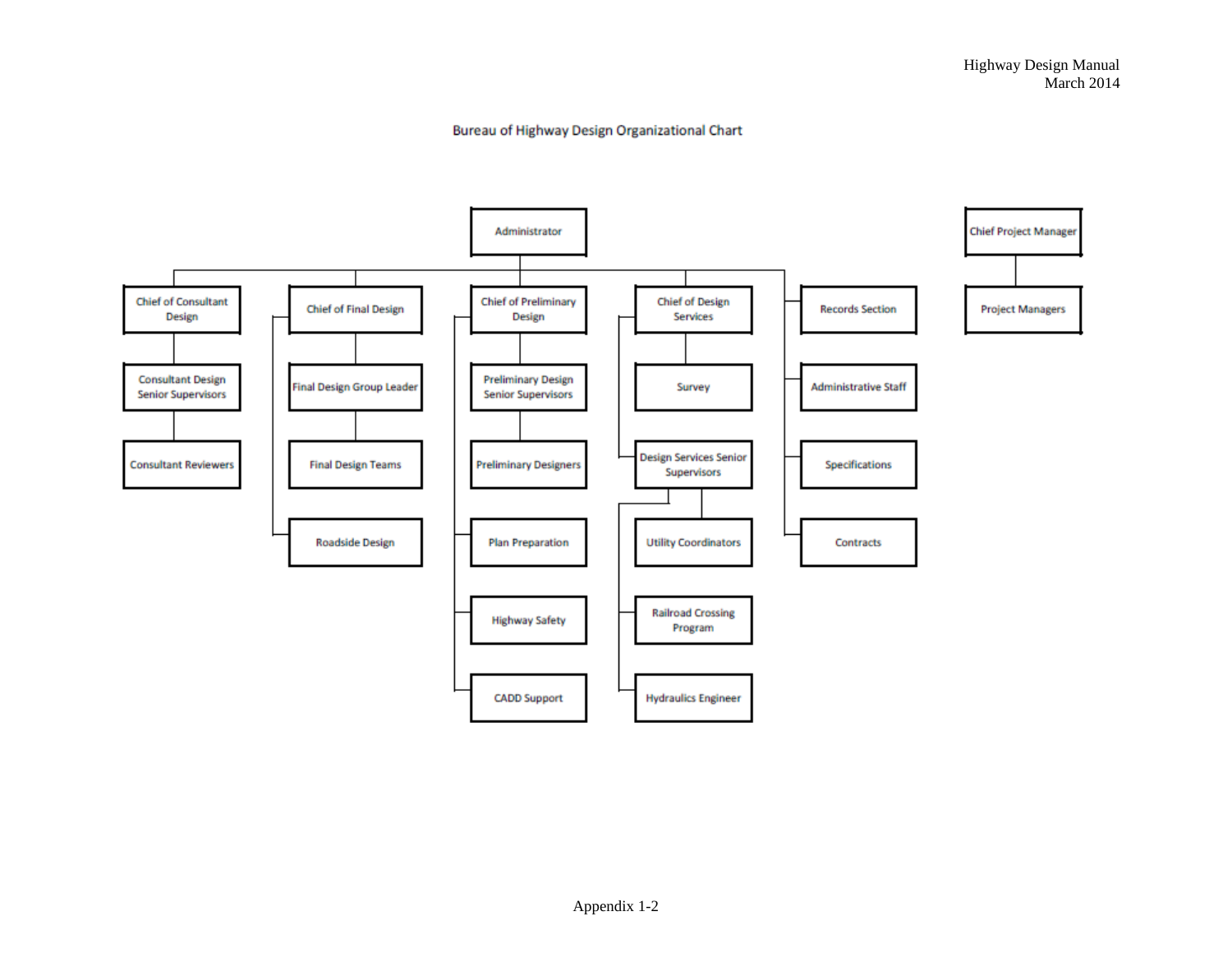Bureau of Highway Design Organizational Chart

Administrator

Chief of Consultant Design

Consultant Design Senior Supervisors

Consultant Reviewers

Chief of Final Design

Final Design Group Leader

Final Design Teams

Roadside Design

Chief of Preliminary Design

Preliminary Design Senior Supervisors

Preliminary Designers

Plan Preparation

Highway Safety

CADD Support

Chief of Design Services

Survey

Design Services Senior Supervisors

Utility Coordinators

Railroad Crossing Program

Hydraulics Engineer

Records Section

Administrative Staff

Specifications

Contracts

Chief Project Manager

Project Managers

Appendix 1-2